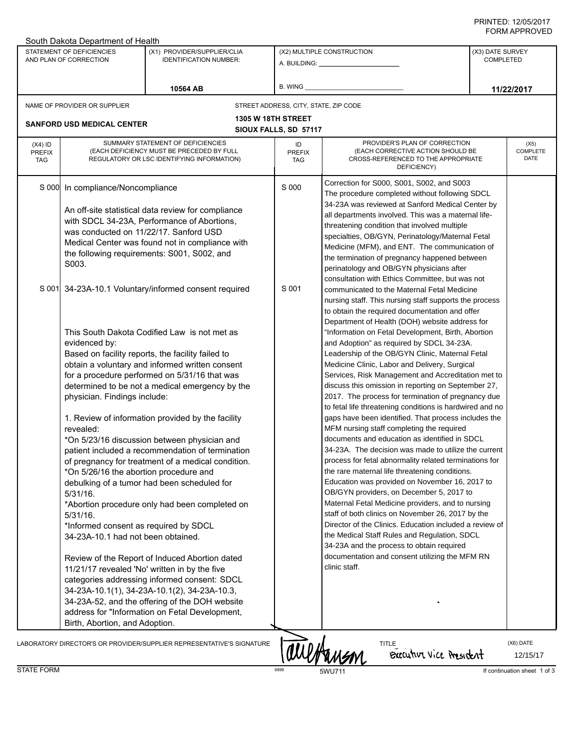PRINTED: 12/05/2017
FORM APPROVED

South Dakota Department of Health

| STATEMENT OF DEFICIENCIES AND PLAN OF CORRECTION | (X1) PROVIDER/SUPPLIER/CLIA IDENTIFICATION NUMBER: | (X2) MULTIPLE CONSTRUCTION | (X3) DATE SURVEY COMPLETED |
|---|---|---|---|
| | 10564 AB | A. BUILDING: ______ B. WING ______ | 11/22/2017 |

| NAME OF PROVIDER OR SUPPLIER | STREET ADDRESS, CITY, STATE, ZIP CODE |
|---|---|
| SANFORD USD MEDICAL CENTER | 1305 W 18TH STREET SIOUX FALLS, SD 57117 |

| (X4) ID PREFIX TAG | SUMMARY STATEMENT OF DEFICIENCIES (EACH DEFICIENCY MUST BE PRECEDED BY FULL REGULATORY OR LSC IDENTIFYING INFORMATION) | ID PREFIX TAG | PROVIDER'S PLAN OF CORRECTION (EACH CORRECTIVE ACTION SHOULD BE CROSS-REFERENCED TO THE APPROPRIATE DEFICIENCY) | (X5) COMPLETE DATE |
|---|---|---|---|---|
| S 000 | In compliance/Noncompliance<br><br>An off-site statistical data review for compliance with SDCL 34-23A, Performance of Abortions, was conducted on 11/22/17. Sanford USD Medical Center was found not in compliance with the following requirements: S001, S002, and S003. | S 000 | Correction for S000, S001, S002, and S003<br>The procedure completed without following SDCL 34-23A was reviewed at Sanford Medical Center by all departments involved. This was a maternal life-threatening condition that involved multiple specialties, OB/GYN, Perinatology/Maternal Fetal Medicine (MFM), and ENT. The communication of the termination of pregnancy happened between perinatology and OB/GYN physicians after consultation with Ethics Committee, but was not communicated to the Maternal Fetal Medicine nursing staff. This nursing staff supports the process to obtain the required documentation and offer Department of Health (DOH) website address for "Information on Fetal Development, Birth, Abortion and Adoption" as required by SDCL 34-23A. Leadership of the OB/GYN Clinic, Maternal Fetal Medicine Clinic, Labor and Delivery, Surgical Services, Risk Management and Accreditation met to discuss this omission in reporting on September 27, 2017. The process for termination of pregnancy due to fetal life threatening conditions is hardwired and no gaps have been identified. That process includes the MFM nursing staff completing the required documents and education as identified in SDCL 34-23A. The decision was made to utilize the current process for fetal abnormality related terminations for the rare maternal life threatening conditions. Education was provided on November 16, 2017 to OB/GYN providers, on December 5, 2017 to Maternal Fetal Medicine providers, and to nursing staff of both clinics on November 26, 2017 by the Director of the Clinics. Education included a review of the Medical Staff Rules and Regulation, SDCL 34-23A and the process to obtain required documentation and consent utilizing the MFM RN clinic staff. | |
| S 001 | 34-23A-10.1 Voluntary/informed consent required<br><br>This South Dakota Codified Law is not met as evidenced by:<br>Based on facility reports, the facility failed to obtain a voluntary and informed written consent for a procedure performed on 5/31/16 that was determined to be not a medical emergency by the physician. Findings include:<br><br>1. Review of information provided by the facility revealed:<br>*On 5/23/16 discussion between physician and patient included a recommendation of termination of pregnancy for treatment of a medical condition.<br>*On 5/26/16 the abortion procedure and debulking of a tumor had been scheduled for 5/31/16.<br>*Abortion procedure only had been completed on 5/31/16.<br>*Informed consent as required by SDCL 34-23A-10.1 had not been obtained.<br><br>Review of the Report of Induced Abortion dated 11/21/17 revealed 'No' written in by the five categories addressing informed consent: SDCL 34-23A-10.1(1), 34-23A-10.1(2), 34-23A-10.3, 34-23A-52, and the offering of the DOH website address for "Information on Fetal Development, Birth, Abortion, and Adoption. | S 001 | | |

LABORATORY DIRECTOR'S OR PROVIDER/SUPPLIER REPRESENTATIVE'S SIGNATURE: [signature] TITLE: Executive Vice President (X6) DATE: 12/15/17

STATE FORM 6899 5WU711 If continuation sheet 1 of 3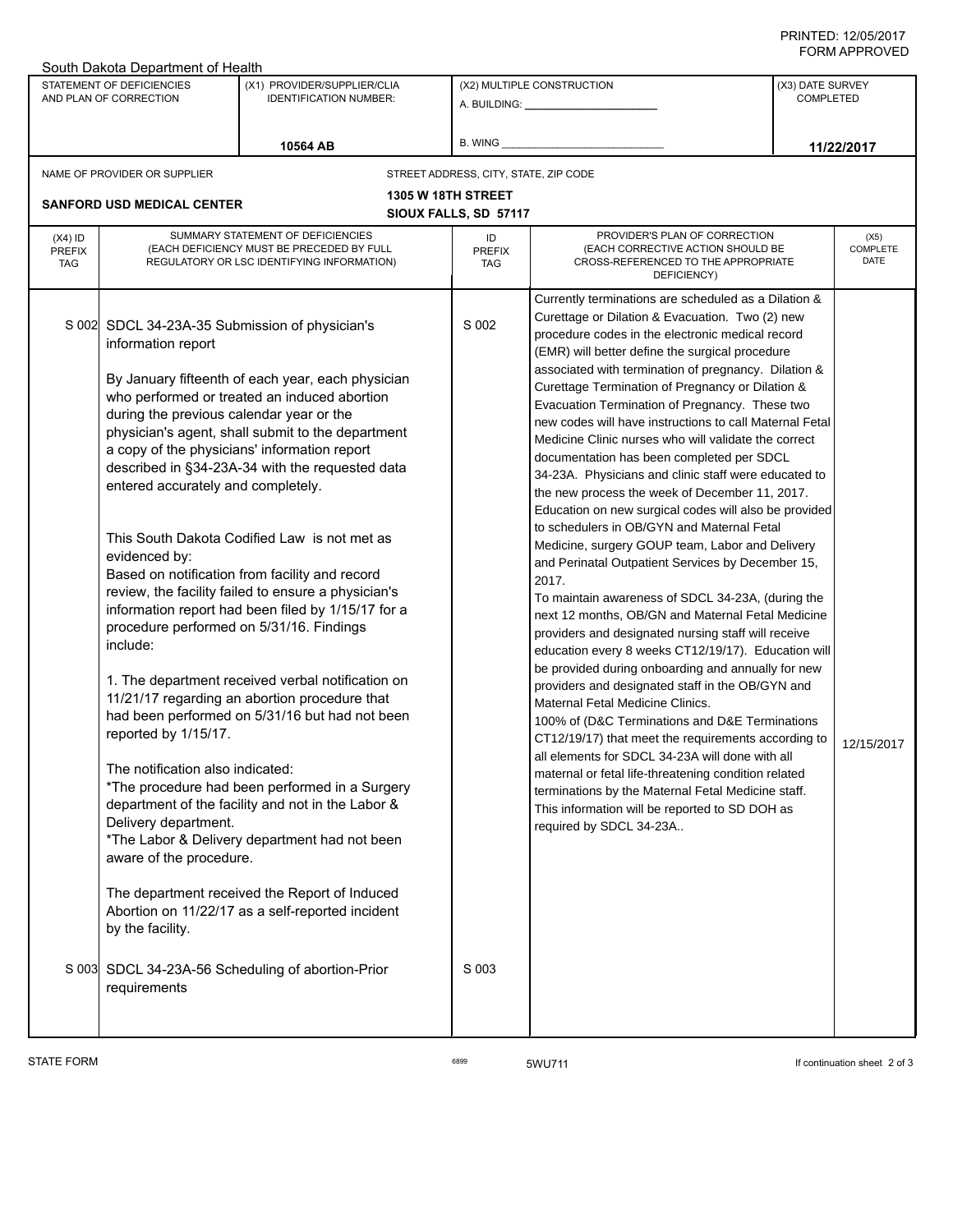PRINTED: 12/05/2017
FORM APPROVED

South Dakota Department of Health

| STATEMENT OF DEFICIENCIES AND PLAN OF CORRECTION | (X1) PROVIDER/SUPPLIER/CLIA IDENTIFICATION NUMBER: | (X2) MULTIPLE CONSTRUCTION | (X3) DATE SURVEY COMPLETED |
|---|---|---|---|
| | 10564 AB | A. BUILDING: ______ B. WING ______ | 11/22/2017 |

| NAME OF PROVIDER OR SUPPLIER | STREET ADDRESS, CITY, STATE, ZIP CODE |
|---|---|
| SANFORD USD MEDICAL CENTER | 1305 W 18TH STREET SIOUX FALLS, SD 57117 |

| (X4) ID PREFIX TAG | SUMMARY STATEMENT OF DEFICIENCIES (EACH DEFICIENCY MUST BE PRECEDED BY FULL REGULATORY OR LSC IDENTIFYING INFORMATION) | ID PREFIX TAG | PROVIDER'S PLAN OF CORRECTION (EACH CORRECTIVE ACTION SHOULD BE CROSS-REFERENCED TO THE APPROPRIATE DEFICIENCY) | (X5) COMPLETE DATE |
|---|---|---|---|---|
| S 002 | SDCL 34-23A-35 Submission of physician's information report<br><br>By January fifteenth of each year, each physician who performed or treated an induced abortion during the previous calendar year or the physician's agent, shall submit to the department a copy of the physicians' information report described in §34-23A-34 with the requested data entered accurately and completely.<br><br>This South Dakota Codified Law is not met as evidenced by:<br>Based on notification from facility and record review, the facility failed to ensure a physician's information report had been filed by 1/15/17 for a procedure performed on 5/31/16. Findings include:<br><br>1. The department received verbal notification on 11/21/17 regarding an abortion procedure that had been performed on 5/31/16 but had not been reported by 1/15/17.<br><br>The notification also indicated:<br>*The procedure had been performed in a Surgery department of the facility and not in the Labor & Delivery department.<br>*The Labor & Delivery department had not been aware of the procedure.<br><br>The department received the Report of Induced Abortion on 11/22/17 as a self-reported incident by the facility. | S 002 | Currently terminations are scheduled as a Dilation & Curettage or Dilation & Evacuation. Two (2) new procedure codes in the electronic medical record (EMR) will better define the surgical procedure associated with termination of pregnancy. Dilation & Curettage Termination of Pregnancy or Dilation & Evacuation Termination of Pregnancy. These two new codes will have instructions to call Maternal Fetal Medicine Clinic nurses who will validate the correct documentation has been completed per SDCL 34-23A. Physicians and clinic staff were educated to the new process the week of December 11, 2017. Education on new surgical codes will also be provided to schedulers in OB/GYN and Maternal Fetal Medicine, surgery GOUP team, Labor and Delivery and Perinatal Outpatient Services by December 15, 2017.<br>To maintain awareness of SDCL 34-23A, (during the next 12 months, OB/GN and Maternal Fetal Medicine providers and designated nursing staff will receive education every 8 weeks CT12/19/17). Education will be provided during onboarding and annually for new providers and designated staff in the OB/GYN and Maternal Fetal Medicine Clinics.<br>100% of (D&C Terminations and D&E Terminations CT12/19/17) that meet the requirements according to all elements for SDCL 34-23A will done with all maternal or fetal life-threatening condition related terminations by the Maternal Fetal Medicine staff. This information will be reported to SD DOH as required by SDCL 34-23A.. | 12/15/2017 |
| S 003 | SDCL 34-23A-56 Scheduling of abortion-Prior requirements | S 003 | | |

STATE FORM 6899 5WU711 If continuation sheet 2 of 3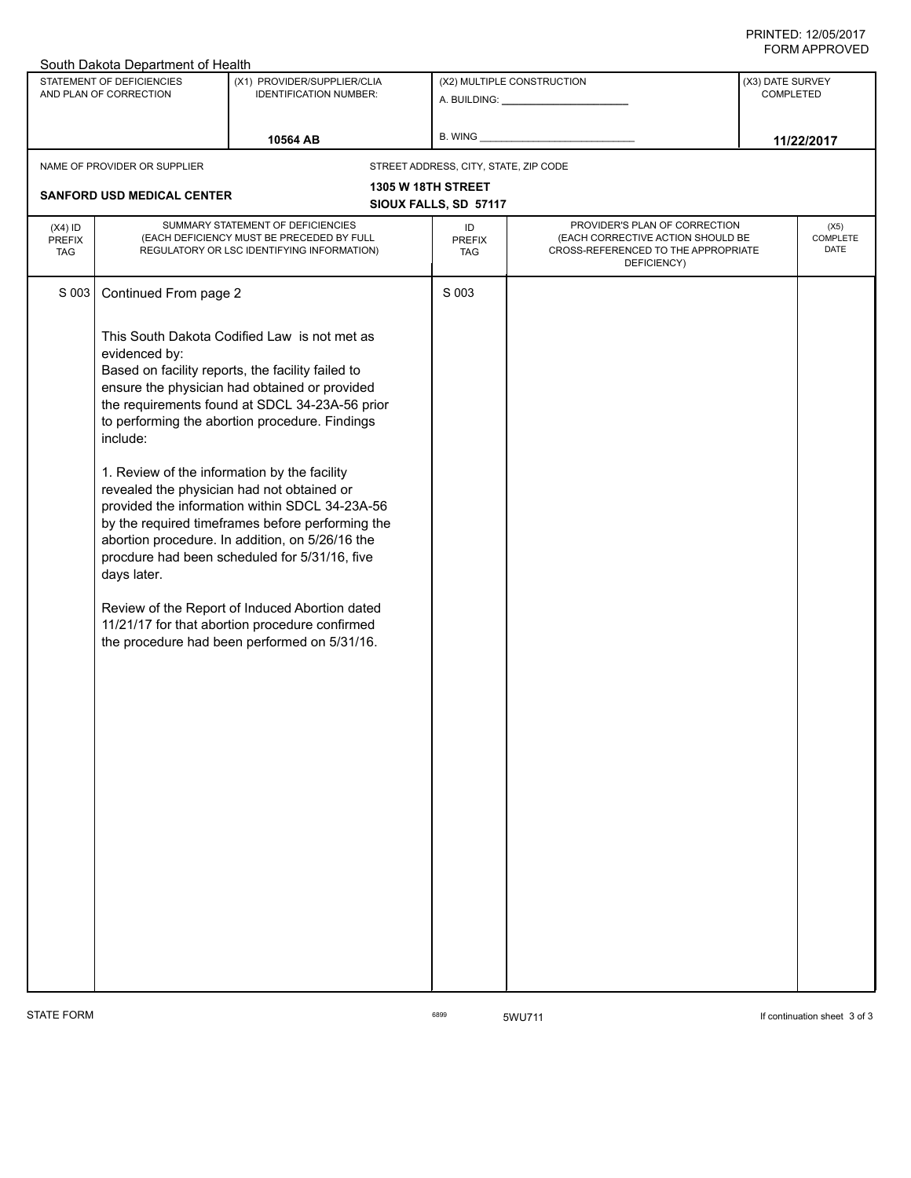PRINTED: 12/05/2017
FORM APPROVED

South Dakota Department of Health

| STATEMENT OF DEFICIENCIES AND PLAN OF CORRECTION | (X1) PROVIDER/SUPPLIER/CLIA IDENTIFICATION NUMBER: | (X2) MULTIPLE CONSTRUCTION | (X3) DATE SURVEY COMPLETED |
|---|---|---|---|
| | 10564 AB | A. BUILDING: ______ B. WING ______ | 11/22/2017 |

| NAME OF PROVIDER OR SUPPLIER | STREET ADDRESS, CITY, STATE, ZIP CODE |
|---|---|
| SANFORD USD MEDICAL CENTER | 1305 W 18TH STREET SIOUX FALLS, SD 57117 |

| (X4) ID PREFIX TAG | SUMMARY STATEMENT OF DEFICIENCIES (EACH DEFICIENCY MUST BE PRECEDED BY FULL REGULATORY OR LSC IDENTIFYING INFORMATION) | ID PREFIX TAG | PROVIDER'S PLAN OF CORRECTION (EACH CORRECTIVE ACTION SHOULD BE CROSS-REFERENCED TO THE APPROPRIATE DEFICIENCY) | (X5) COMPLETE DATE |
|---|---|---|---|---|
| S 003 | Continued From page 2<br><br>This South Dakota Codified Law is not met as evidenced by:<br>Based on facility reports, the facility failed to ensure the physician had obtained or provided the requirements found at SDCL 34-23A-56 prior to performing the abortion procedure. Findings include:<br><br>1. Review of the information by the facility revealed the physician had not obtained or provided the information within SDCL 34-23A-56 by the required timeframes before performing the abortion procedure. In addition, on 5/26/16 the procdure had been scheduled for 5/31/16, five days later.<br><br>Review of the Report of Induced Abortion dated 11/21/17 for that abortion procedure confirmed the procedure had been performed on 5/31/16. | S 003 | | |

STATE FORM 6899 5WU711 If continuation sheet 3 of 3